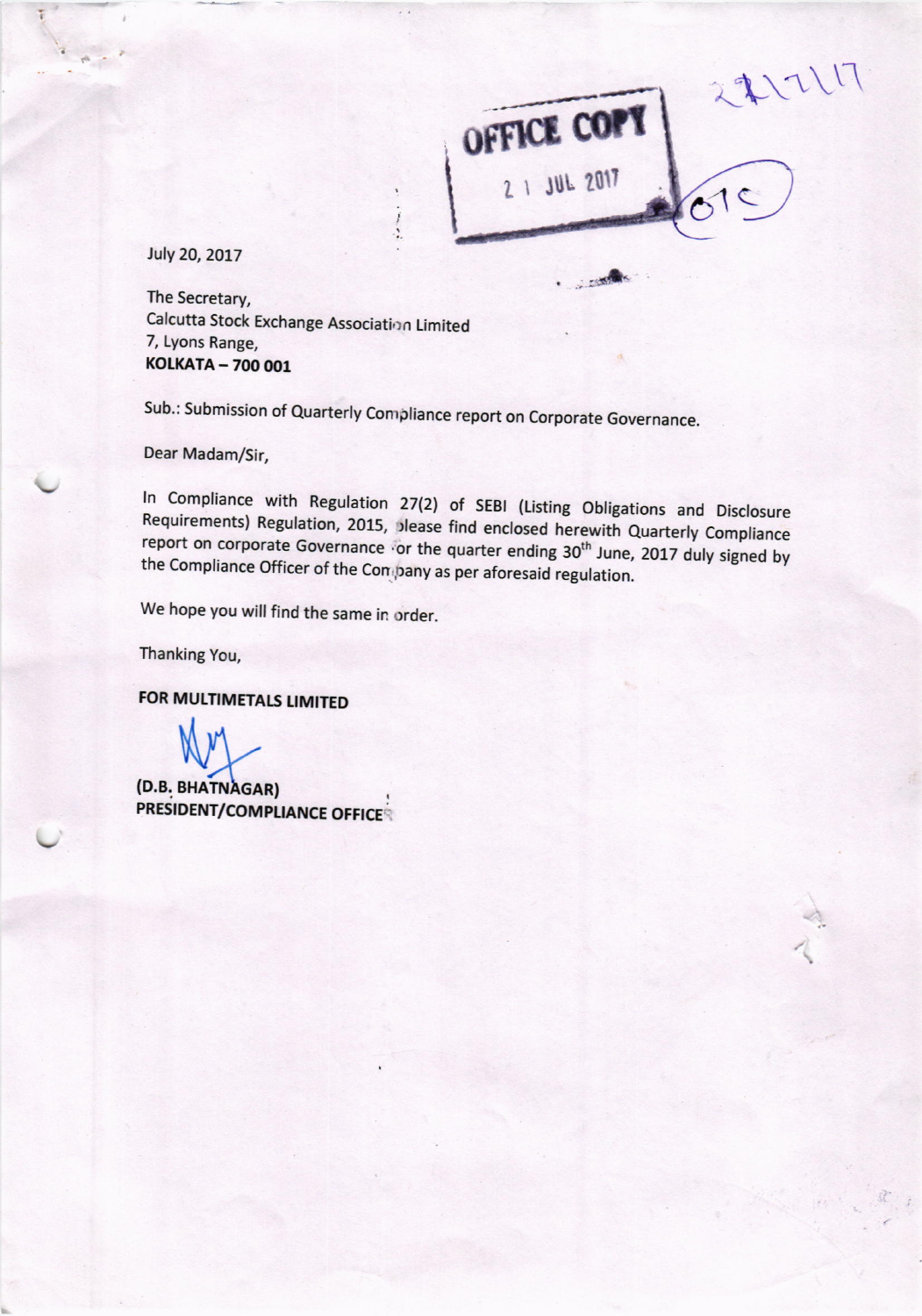OFFICE COPY

21 JUL 2017

July 20, 2017

The Secretary,
Calcutta Stock Exchange Association Limited
7, Lyons Range,
**KOLKATA – 700 001**

Sub.: Submission of Quarterly Compliance report on Corporate Governance.

Dear Madam/Sir,

In Compliance with Regulation 27(2) of SEBI (Listing Obligations and Disclosure Requirements) Regulation, 2015, please find enclosed herewith Quarterly Compliance report on corporate Governance for the quarter ending 30th June, 2017 duly signed by the Compliance Officer of the Company as per aforesaid regulation.

We hope you will find the same in order.

Thanking You,

**FOR MULTIMETALS LIMITED**

**(D.B. BHATNAGAR)**
**PRESIDENT/COMPLIANCE OFFICER**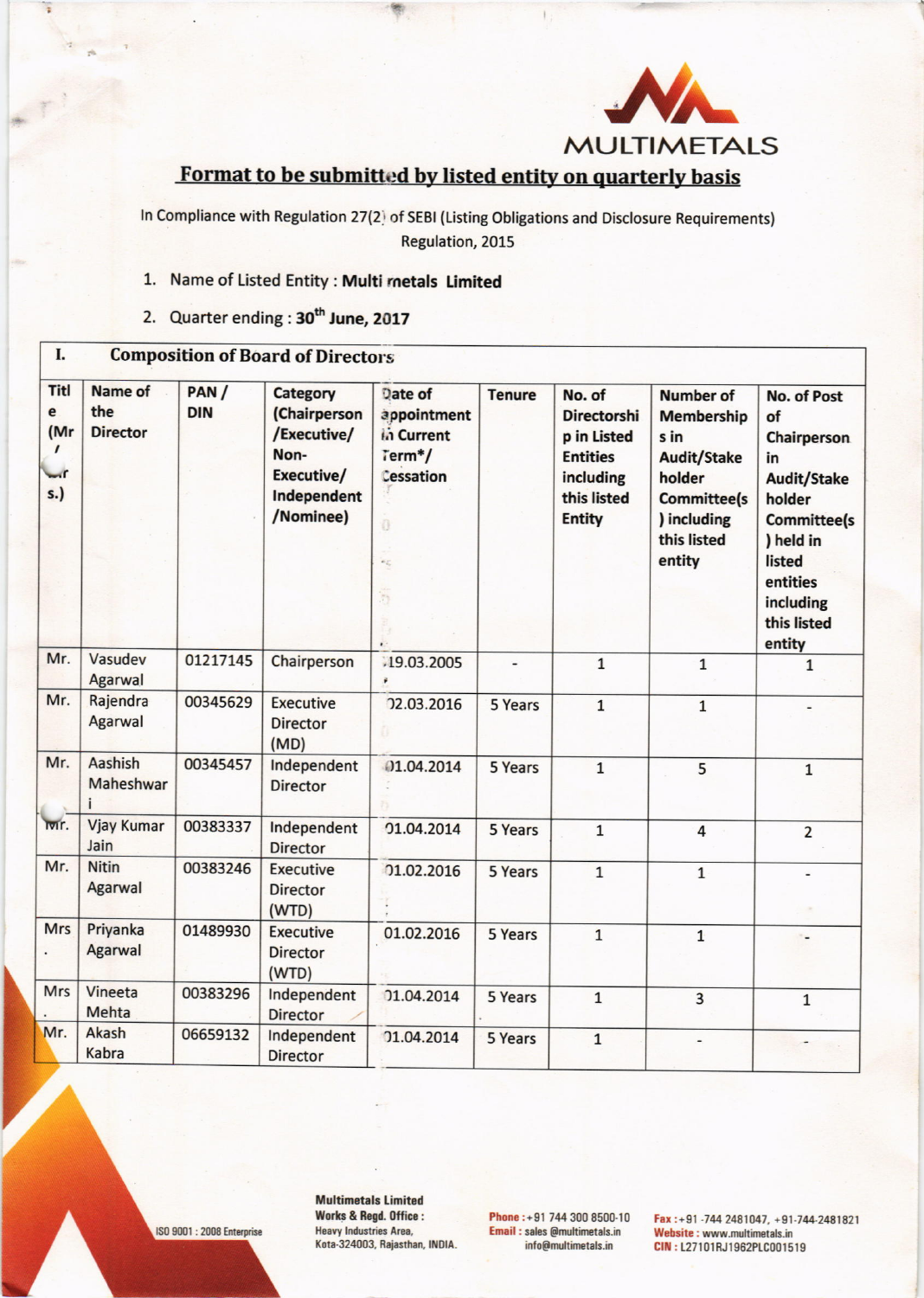MULTIMETALS

## Format to be submitted by listed entity on quarterly basis

In Compliance with Regulation 27(2) of SEBI (Listing Obligations and Disclosure Requirements) Regulation, 2015

1. Name of Listed Entity : **Multi metals Limited**
2. Quarter ending : **30th June, 2017**

### I. Composition of Board of Directors

| Title (Mr / Mrs.) | Name of the Director | PAN / DIN | Category (Chairperson /Executive/ Non-Executive/ Independent /Nominee) | Date of appointment in Current Term*/ Cessation | Tenure | No. of Directorship in Listed Entities including this listed Entity | Number of Memberships in Audit/Stake holder Committee(s) including this listed entity | No. of Post of Chairperson in Audit/Stake holder Committee(s) held in listed entities including this listed entity |
|---|---|---|---|---|---|---|---|---|
| Mr. | Vasudev Agarwal | 01217145 | Chairperson | 19.03.2005 | - | 1 | 1 | 1 |
| Mr. | Rajendra Agarwal | 00345629 | Executive Director (MD) | 02.03.2016 | 5 Years | 1 | 1 | - |
| Mr. | Aashish Maheshwari | 00345457 | Independent Director | 01.04.2014 | 5 Years | 1 | 5 | 1 |
| Mr. | Vjay Kumar Jain | 00383337 | Independent Director | 01.04.2014 | 5 Years | 1 | 4 | 2 |
| Mr. | Nitin Agarwal | 00383246 | Executive Director (WTD) | 01.02.2016 | 5 Years | 1 | 1 | - |
| Mrs. | Priyanka Agarwal | 01489930 | Executive Director (WTD) | 01.02.2016 | 5 Years | 1 | 1 | - |
| Mrs. | Vineeta Mehta | 00383296 | Independent Director | 01.04.2014 | 5 Years | 1 | 3 | 1 |
| Mr. | Akash Kabra | 06659132 | Independent Director | 01.04.2014 | 5 Years | 1 | - | - |

ISO 9001 : 2008 Enterprise

**Multimetals Limited**
**Works & Regd. Office :**
Heavy Industries Area,
Kota-324003, Rajasthan, INDIA.

**Phone :** +91 744 300 8500-10
**Email :** sales @multimetals.in
info@multimetals.in

**Fax :** +91 -744 2481047, +91-744-2481821
**Website :** www.multimetals.in
**CIN :** L27101RJ1962PLC001519